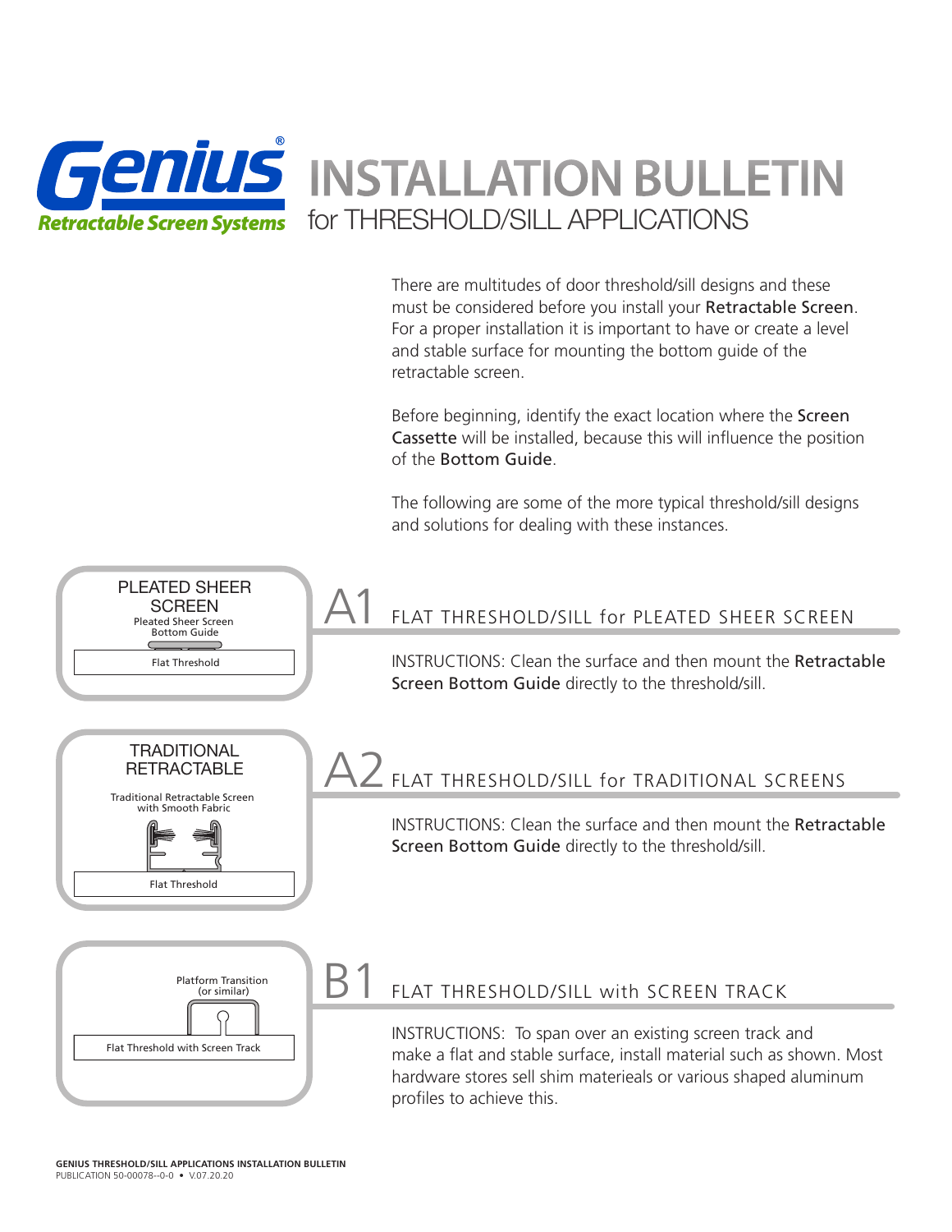# Genius® Retractable Screen Systems

# INSTALLATION BULLETIN
## for THRESHOLD/SILL APPLICATIONS

There are multitudes of door threshold/sill designs and these must be considered before you install your **Retractable Screen**. For a proper installation it is important to have or create a level and stable surface for mounting the bottom guide of the retractable screen.

Before beginning, identify the exact location where the **Screen Cassette** will be installed, because this will influence the position of the **Bottom Guide**.

The following are some of the more typical threshold/sill designs and solutions for dealing with these instances.

PLEATED SHEER SCREEN

Pleated Sheer Screen Bottom Guide

Flat Threshold

## A1 FLAT THRESHOLD/SILL for PLEATED SHEER SCREEN

INSTRUCTIONS: Clean the surface and then mount the **Retractable Screen Bottom Guide** directly to the threshold/sill.

TRADITIONAL RETRACTABLE

Traditional Retractable Screen with Smooth Fabric

Flat Threshold

## A2 FLAT THRESHOLD/SILL for TRADITIONAL SCREENS

INSTRUCTIONS: Clean the surface and then mount the **Retractable Screen Bottom Guide** directly to the threshold/sill.

Platform Transition (or similar)

Flat Threshold with Screen Track

## B1 FLAT THRESHOLD/SILL with SCREEN TRACK

INSTRUCTIONS: To span over an existing screen track and make a flat and stable surface, install material such as shown. Most hardware stores sell shim matereials or various shaped aluminum profiles to achieve this.

**GENIUS THRESHOLD/SILL APPLICATIONS INSTALLATION BULLETIN**
PUBLICATION 50-00078--0-0 • V.07.20.20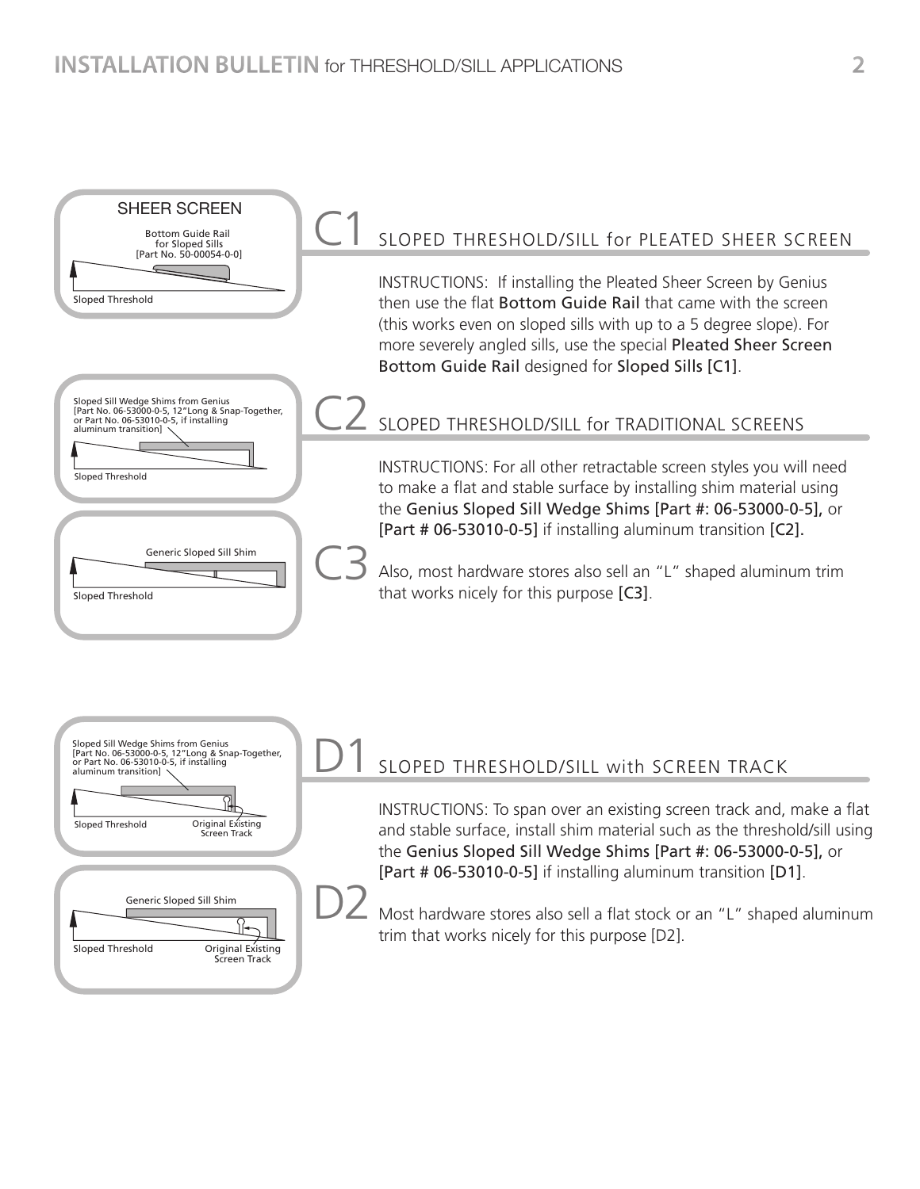## C1 SLOPED THRESHOLD/SILL for PLEATED SHEER SCREEN

SHEER SCREEN

Bottom Guide Rail for Sloped Sills [Part No. 50-00054-0-0]

Sloped Threshold

INSTRUCTIONS: If installing the Pleated Sheer Screen by Genius then use the flat **Bottom Guide Rail** that came with the screen (this works even on sloped sills with up to a 5 degree slope). For more severely angled sills, use the special **Pleated Sheer Screen Bottom Guide Rail** designed for **Sloped Sills [C1]**.

## C2 SLOPED THRESHOLD/SILL for TRADITIONAL SCREENS

Sloped Sill Wedge Shims from Genius [Part No. 06-53000-0-5, 12"Long & Snap-Together, or Part No. 06-53010-0-5, if installing aluminum transition]

Sloped Threshold

INSTRUCTIONS: For all other retractable screen styles you will need to make a flat and stable surface by installing shim material using the **Genius Sloped Sill Wedge Shims [Part #: 06-53000-0-5],** or **[Part # 06-53010-0-5]** if installing aluminum transition **[C2].**

## C3

Generic Sloped Sill Shim

Sloped Threshold

Also, most hardware stores also sell an "L" shaped aluminum trim that works nicely for this purpose **[C3]**.

## D1 SLOPED THRESHOLD/SILL with SCREEN TRACK

Sloped Sill Wedge Shims from Genius [Part No. 06-53000-0-5, 12"Long & Snap-Together, or Part No. 06-53010-0-5, if installing aluminum transition]

Sloped Threshold — Original Existing Screen Track

INSTRUCTIONS: To span over an existing screen track and, make a flat and stable surface, install shim material such as the threshold/sill using the **Genius Sloped Sill Wedge Shims [Part #: 06-53000-0-5],** or **[Part # 06-53010-0-5]** if installing aluminum transition **[D1]**.

## D2

Generic Sloped Sill Shim

Sloped Threshold — Original Existing Screen Track

Most hardware stores also sell a flat stock or an "L" shaped aluminum trim that works nicely for this purpose [D2].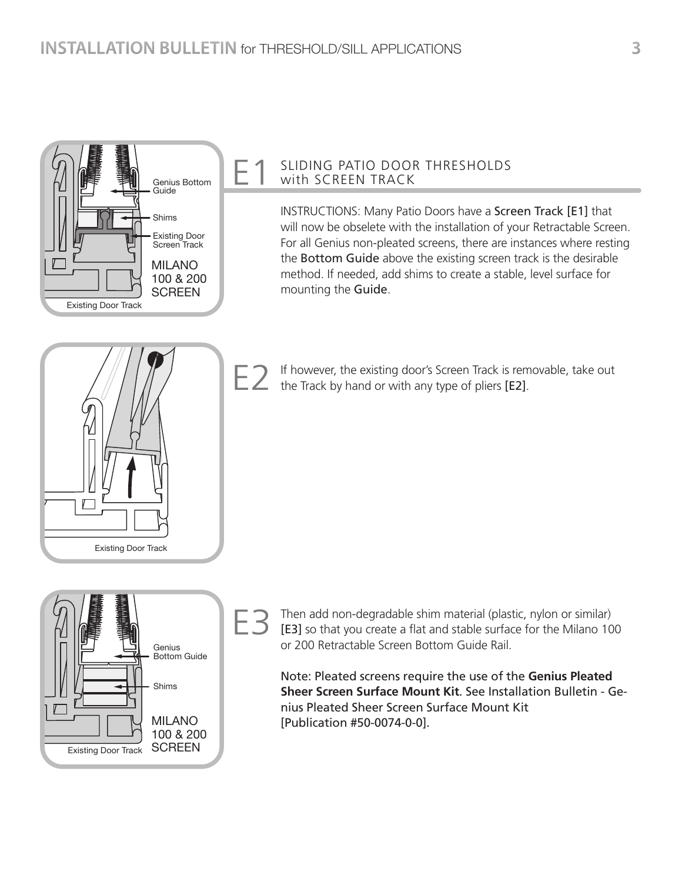## E1 SLIDING PATIO DOOR THRESHOLDS with SCREEN TRACK

INSTRUCTIONS: Many Patio Doors have a Screen Track [E1] that will now be obselete with the installation of your Retractable Screen. For all Genius non-pleated screens, there are instances where resting the Bottom Guide above the existing screen track is the desirable method. If needed, add shims to create a stable, level surface for mounting the Guide.

E2 If however, the existing door's Screen Track is removable, take out the Track by hand or with any type of pliers [E2].

E3 Then add non-degradable shim material (plastic, nylon or similar) [E3] so that you create a flat and stable surface for the Milano 100 or 200 Retractable Screen Bottom Guide Rail.

Note: Pleated screens require the use of the **Genius Pleated Sheer Screen Surface Mount Kit**. See Installation Bulletin - Genius Pleated Sheer Screen Surface Mount Kit [Publication #50-0074-0-0].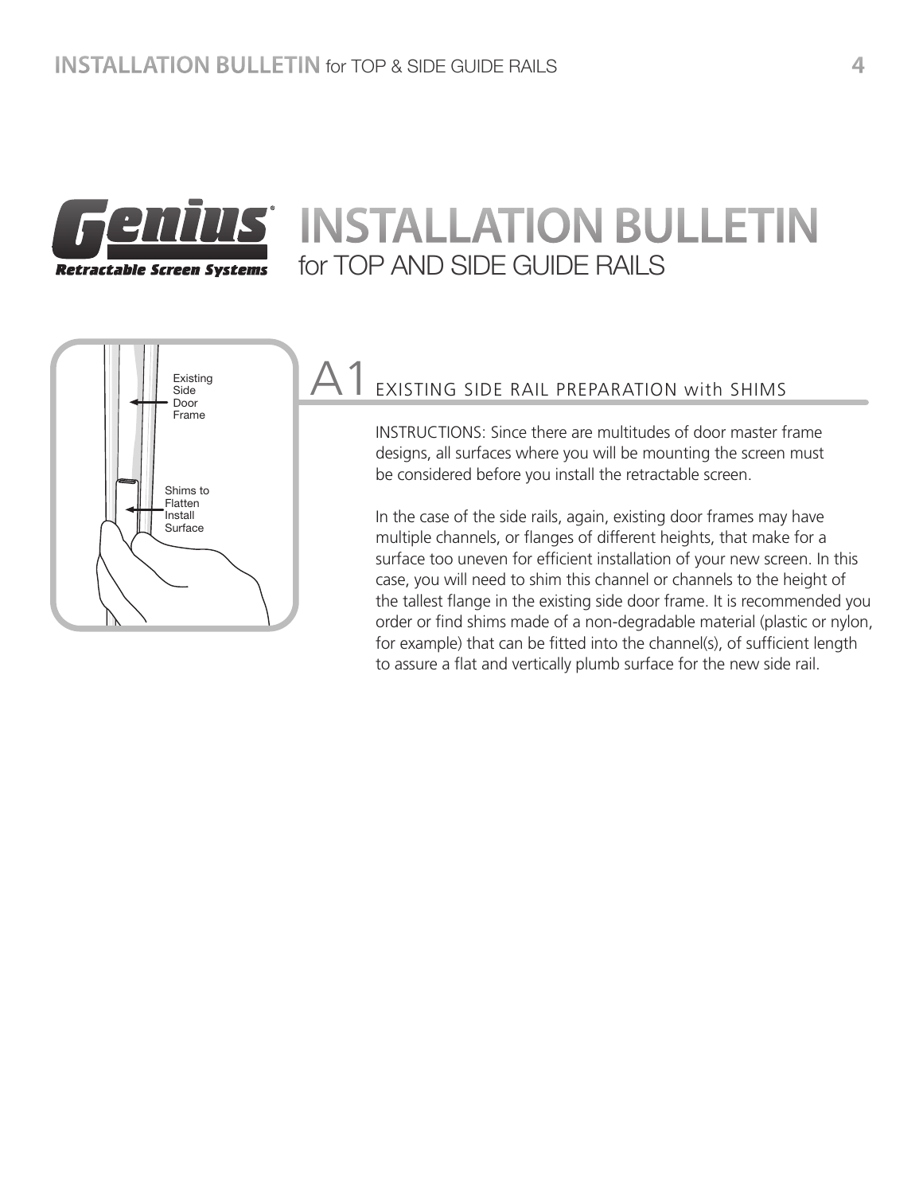# INSTALLATION BULLETIN
for TOP AND SIDE GUIDE RAILS

Existing Side Door Frame

Shims to Flatten Install Surface

## A1 EXISTING SIDE RAIL PREPARATION with SHIMS

INSTRUCTIONS: Since there are multitudes of door master frame designs, all surfaces where you will be mounting the screen must be considered before you install the retractable screen.

In the case of the side rails, again, existing door frames may have multiple channels, or flanges of different heights, that make for a surface too uneven for efficient installation of your new screen. In this case, you will need to shim this channel or channels to the height of the tallest flange in the existing side door frame. It is recommended you order or find shims made of a non-degradable material (plastic or nylon, for example) that can be fitted into the channel(s), of sufficient length to assure a flat and vertically plumb surface for the new side rail.